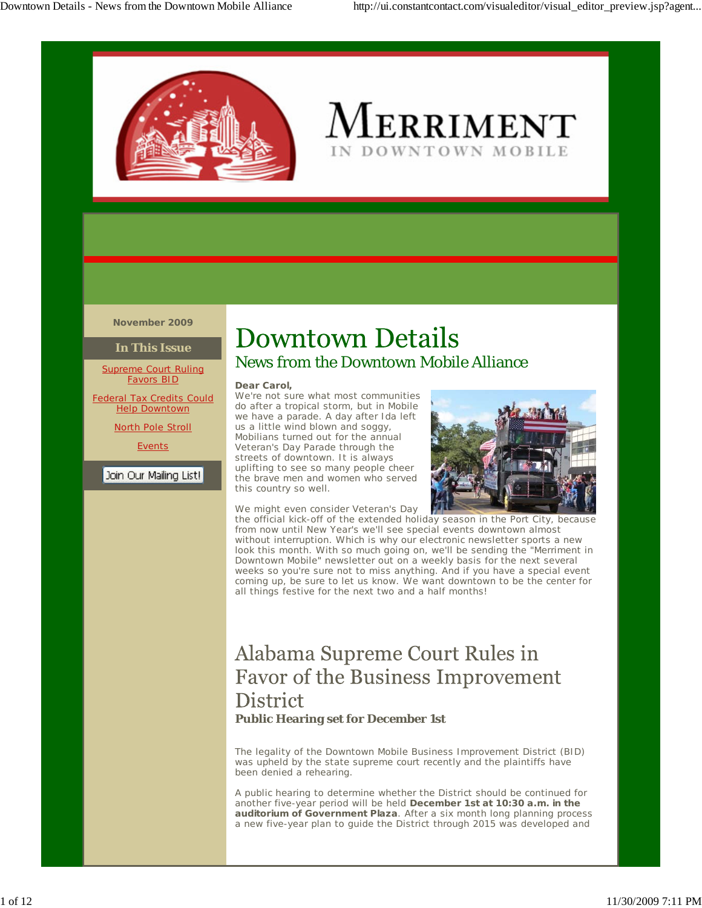# MERRIMENT

IN DOWNTOWN MOBILE

November 2009

**In This Issue**

Supreme Court Ruling Favors BID

Federal Tax Credits Could Help Downtown

North Pole Stroll

Events

Join Our Mailing List!

# Downtown Details

## News from the Downtown Mobile Alliance

**Dear Carol,**

We're not sure what most communities do after a tropical storm, but in Mobile we have a parade. A day after Ida left us a little wind blown and soggy, Mobilians turned out for the annual Veteran's Day Parade through the streets of downtown. It is always uplifting to see so many people cheer the brave men and women who served this country so well.

We might even consider Veteran's Day the official kick-off of the extended holiday season in the Port City, because from now until New Year's we'll see special events downtown almost without interruption. Which is why our electronic newsletter sports a new look this month. With so much going on, we'll be sending the "Merriment in Downtown Mobile" newsletter out on a weekly basis for the next several weeks so you're sure not to miss anything. And if you have a special event coming up, be sure to let us know. We want downtown to be the center for all things festive for the next two and a half months!

## Alabama Supreme Court Rules in Favor of the Business Improvement District

**Public Hearing set for December 1st**

The legality of the Downtown Mobile Business Improvement District (BID) was upheld by the state supreme court recently and the plaintiffs have been denied a rehearing.

A public hearing to determine whether the District should be continued for another five-year period will be held **December 1st at 10:30 a.m. in the auditorium of Government Plaza**. After a six month long planning process a new five-year plan to guide the District through 2015 was developed and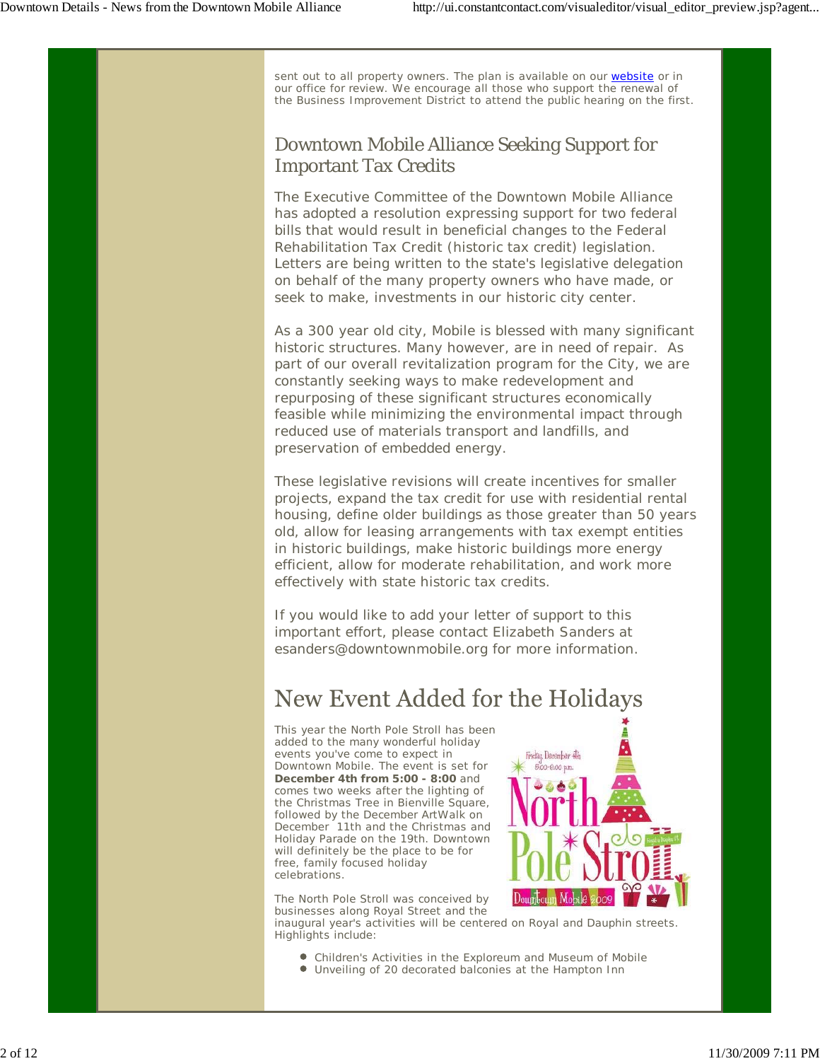sent out to all property owners. The plan is available on our [website](#) or in our office for review. We encourage all those who support the renewal of the Business Improvement District to attend the public hearing on the first.

## Downtown Mobile Alliance Seeking Support for Important Tax Credits

The Executive Committee of the Downtown Mobile Alliance has adopted a resolution expressing support for two federal bills that would result in beneficial changes to the Federal Rehabilitation Tax Credit (historic tax credit) legislation. Letters are being written to the state's legislative delegation on behalf of the many property owners who have made, or seek to make, investments in our historic city center.

As a 300 year old city, Mobile is blessed with many significant historic structures. Many however, are in need of repair. As part of our overall revitalization program for the City, we are constantly seeking ways to make redevelopment and repurposing of these significant structures economically feasible while minimizing the environmental impact through reduced use of materials transport and landfills, and preservation of embedded energy.

These legislative revisions will create incentives for smaller projects, expand the tax credit for use with residential rental housing, define older buildings as those greater than 50 years old, allow for leasing arrangements with tax exempt entities in historic buildings, make historic buildings more energy efficient, allow for moderate rehabilitation, and work more effectively with state historic tax credits.

If you would like to add your letter of support to this important effort, please contact Elizabeth Sanders at esanders@downtownmobile.org for more information.

## New Event Added for the Holidays

This year the North Pole Stroll has been added to the many wonderful holiday events you've come to expect in Downtown Mobile. The event is set for **December 4th from 5:00 - 8:00** and comes two weeks after the lighting of the Christmas Tree in Bienville Square, followed by the December ArtWalk on December 11th and the Christmas and Holiday Parade on the 19th. Downtown will definitely be the place to be for free, family focused holiday celebrations.

The North Pole Stroll was conceived by businesses along Royal Street and the inaugural year's activities will be centered on Royal and Dauphin streets. Highlights include:

- Children's Activities in the Exploreum and Museum of Mobile
- Unveiling of 20 decorated balconies at the Hampton Inn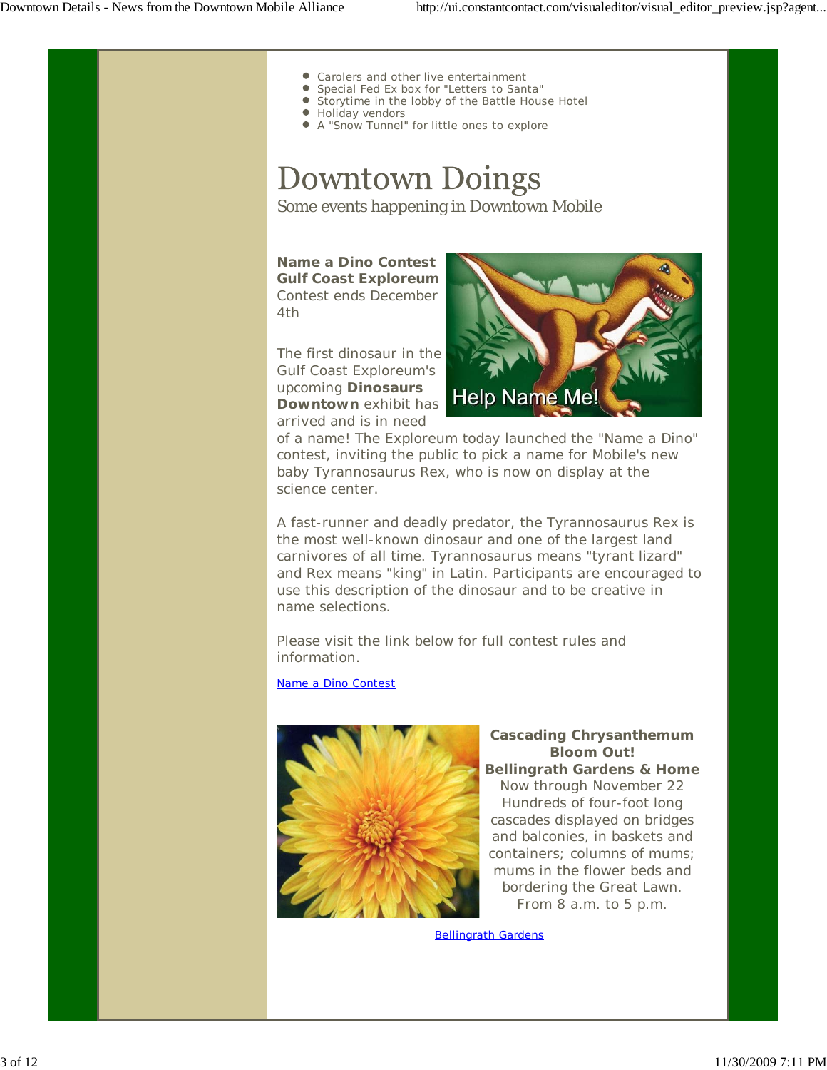- Carolers and other live entertainment
- Special Fed Ex box for "Letters to Santa"
- Storytime in the lobby of the Battle House Hotel
- Holiday vendors
- A "Snow Tunnel" for little ones to explore

# Downtown Doings

Some events happening in Downtown Mobile

**Name a Dino Contest**
**Gulf Coast Exploreum**
Contest ends December 4th

The first dinosaur in the Gulf Coast Exploreum's upcoming **Dinosaurs Downtown** exhibit has arrived and is in need of a name! The Exploreum today launched the "Name a Dino" contest, inviting the public to pick a name for Mobile's new baby Tyrannosaurus Rex, who is now on display at the science center.

A fast-runner and deadly predator, the Tyrannosaurus Rex is the most well-known dinosaur and one of the largest land carnivores of all time. Tyrannosaurus means "tyrant lizard" and Rex means "king" in Latin. Participants are encouraged to use this description of the dinosaur and to be creative in name selections.

Please visit the link below for full contest rules and information.

[Name a Dino Contest]

**Cascading Chrysanthemum Bloom Out!**
**Bellingrath Gardens & Home**
Now through November 22
Hundreds of four-foot long cascades displayed on bridges and balconies, in baskets and containers; columns of mums; mums in the flower beds and bordering the Great Lawn.
From 8 a.m. to 5 p.m.

[Bellingrath Gardens]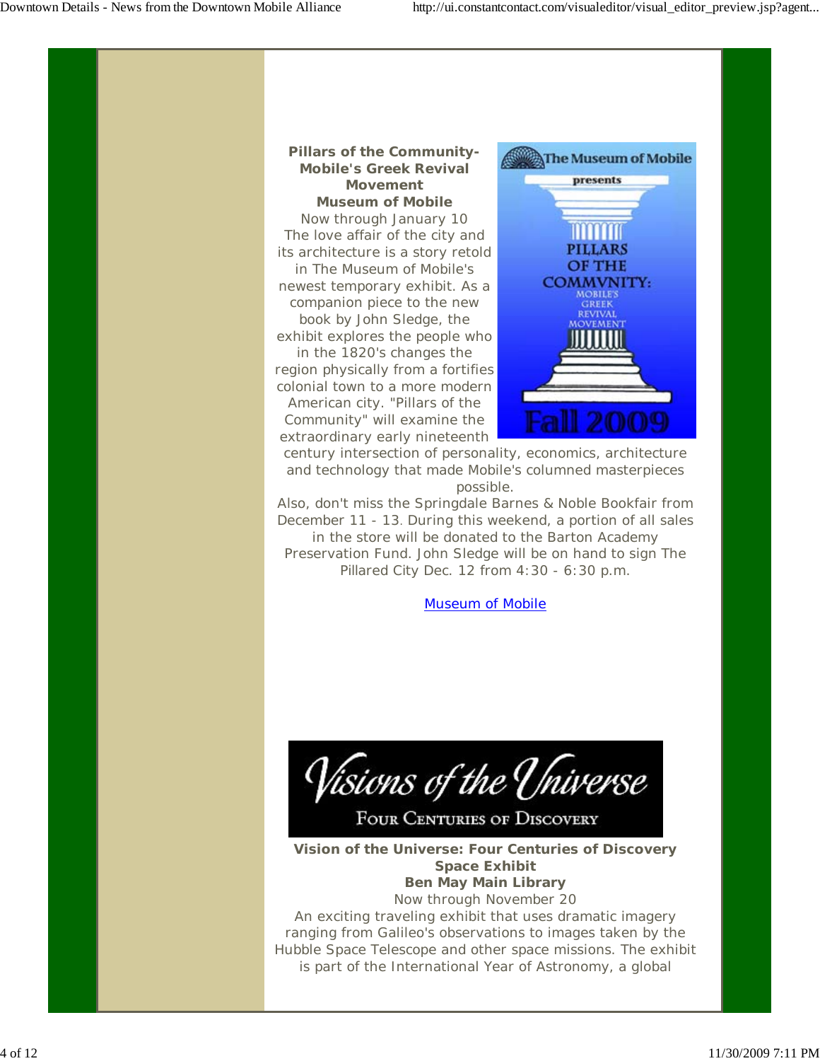**Pillars of the Community-Mobile's Greek Revival Movement**
**Museum of Mobile**
Now through January 10
The love affair of the city and its architecture is a story retold in The Museum of Mobile's newest temporary exhibit. As a companion piece to the new book by John Sledge, the exhibit explores the people who in the 1820's changes the region physically from a fortifies colonial town to a more modern American city. "Pillars of the Community" will examine the extraordinary early nineteenth century intersection of personality, economics, architecture and technology that made Mobile's columned masterpieces possible.
Also, don't miss the Springdale Barnes & Noble Bookfair from December 11 - 13. During this weekend, a portion of all sales in the store will be donated to the Barton Academy Preservation Fund. John Sledge will be on hand to sign The Pillared City Dec. 12 from 4:30 - 6:30 p.m.

Museum of Mobile

**Vision of the Universe: Four Centuries of Discovery Space Exhibit**
**Ben May Main Library**
Now through November 20
An exciting traveling exhibit that uses dramatic imagery ranging from Galileo's observations to images taken by the Hubble Space Telescope and other space missions. The exhibit is part of the International Year of Astronomy, a global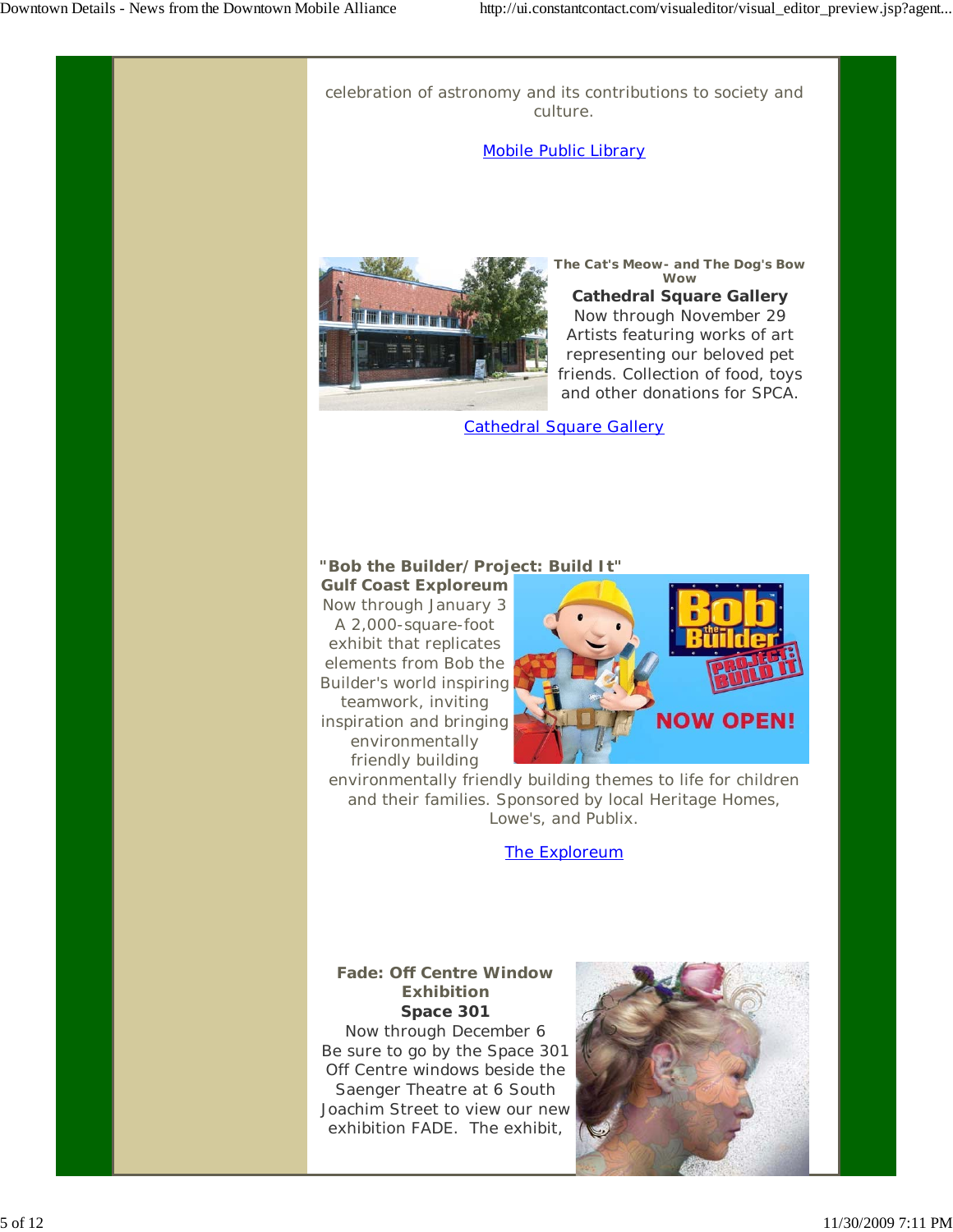celebration of astronomy and its contributions to society and culture.

[Mobile Public Library]

**The Cat's Meow- and The Dog's Bow Wow**

**Cathedral Square Gallery**
Now through November 29
Artists featuring works of art representing our beloved pet friends. Collection of food, toys and other donations for SPCA.

[Cathedral Square Gallery]

**"Bob the Builder/Project: Build It"**

**Gulf Coast Exploreum**
Now through January 3
A 2,000-square-foot exhibit that replicates elements from Bob the Builder's world inspiring teamwork, inviting inspiration and bringing environmentally friendly building environmentally friendly building themes to life for children and their families. Sponsored by local Heritage Homes, Lowe's, and Publix.

[The Exploreum]

**Fade: Off Centre Window Exhibition**

**Space 301**
Now through December 6
Be sure to go by the Space 301 Off Centre windows beside the Saenger Theatre at 6 South Joachim Street to view our new exhibition FADE. The exhibit,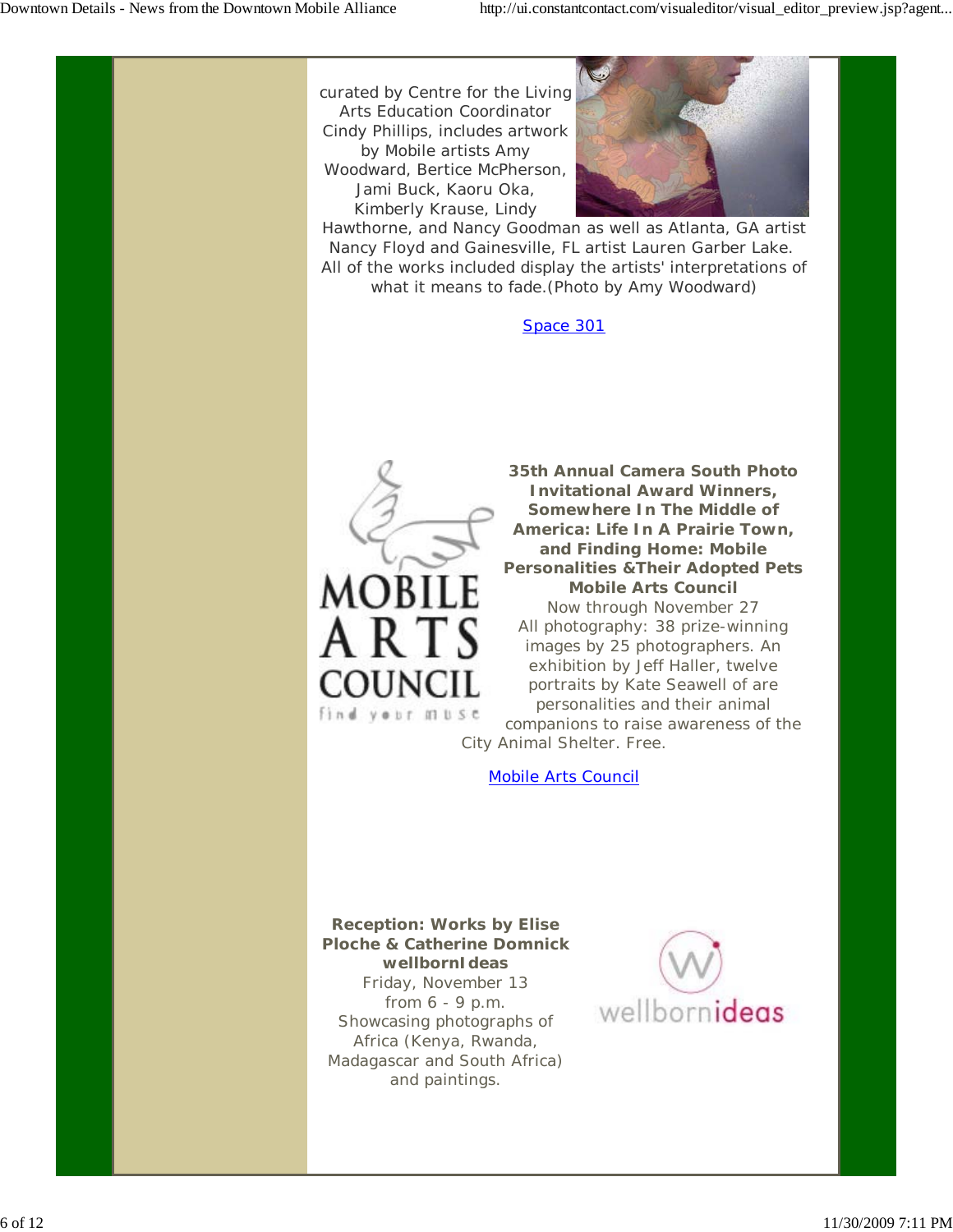curated by Centre for the Living Arts Education Coordinator Cindy Phillips, includes artwork by Mobile artists Amy Woodward, Bertice McPherson, Jami Buck, Kaoru Oka, Kimberly Krause, Lindy Hawthorne, and Nancy Goodman as well as Atlanta, GA artist Nancy Floyd and Gainesville, FL artist Lauren Garber Lake. All of the works included display the artists' interpretations of what it means to fade.(Photo by Amy Woodward)

[Space 301]

MOBILE ARTS COUNCIL
find your muse

**35th Annual Camera South Photo Invitational Award Winners, Somewhere In The Middle of America: Life In A Prairie Town, and Finding Home: Mobile Personalities &Their Adopted Pets**
**Mobile Arts Council**
Now through November 27
All photography: 38 prize-winning images by 25 photographers. An exhibition by Jeff Haller, twelve portraits by Kate Seawell of are personalities and their animal companions to raise awareness of the City Animal Shelter. Free.

[Mobile Arts Council]

**Reception: Works by Elise Ploche & Catherine Domnick**
**wellbornIdeas**
Friday, November 13
from 6 - 9 p.m.
Showcasing photographs of Africa (Kenya, Rwanda, Madagascar and South Africa) and paintings.

wellbornideas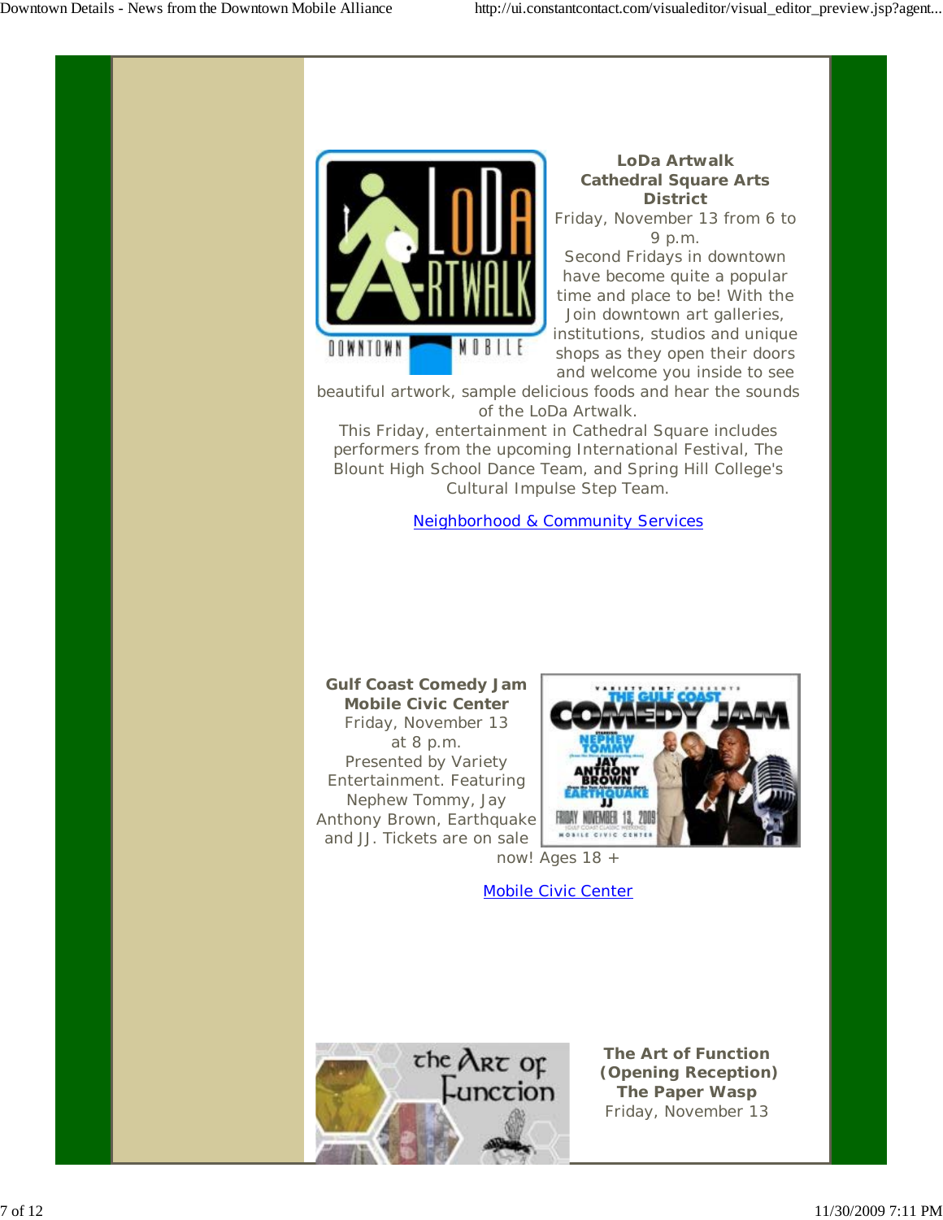**LoDa Artwalk**
**Cathedral Square Arts District**
Friday, November 13 from 6 to 9 p.m.
Second Fridays in downtown have become quite a popular time and place to be! With the Join downtown art galleries, institutions, studios and unique shops as they open their doors and welcome you inside to see beautiful artwork, sample delicious foods and hear the sounds of the LoDa Artwalk.
This Friday, entertainment in Cathedral Square includes performers from the upcoming International Festival, The Blount High School Dance Team, and Spring Hill College's Cultural Impulse Step Team.

Neighborhood & Community Services

**Gulf Coast Comedy Jam**
**Mobile Civic Center**
Friday, November 13 at 8 p.m.
Presented by Variety Entertainment. Featuring Nephew Tommy, Jay Anthony Brown, Earthquake and JJ. Tickets are on sale now! Ages 18 +

Mobile Civic Center

**The Art of Function (Opening Reception)**
**The Paper Wasp**
Friday, November 13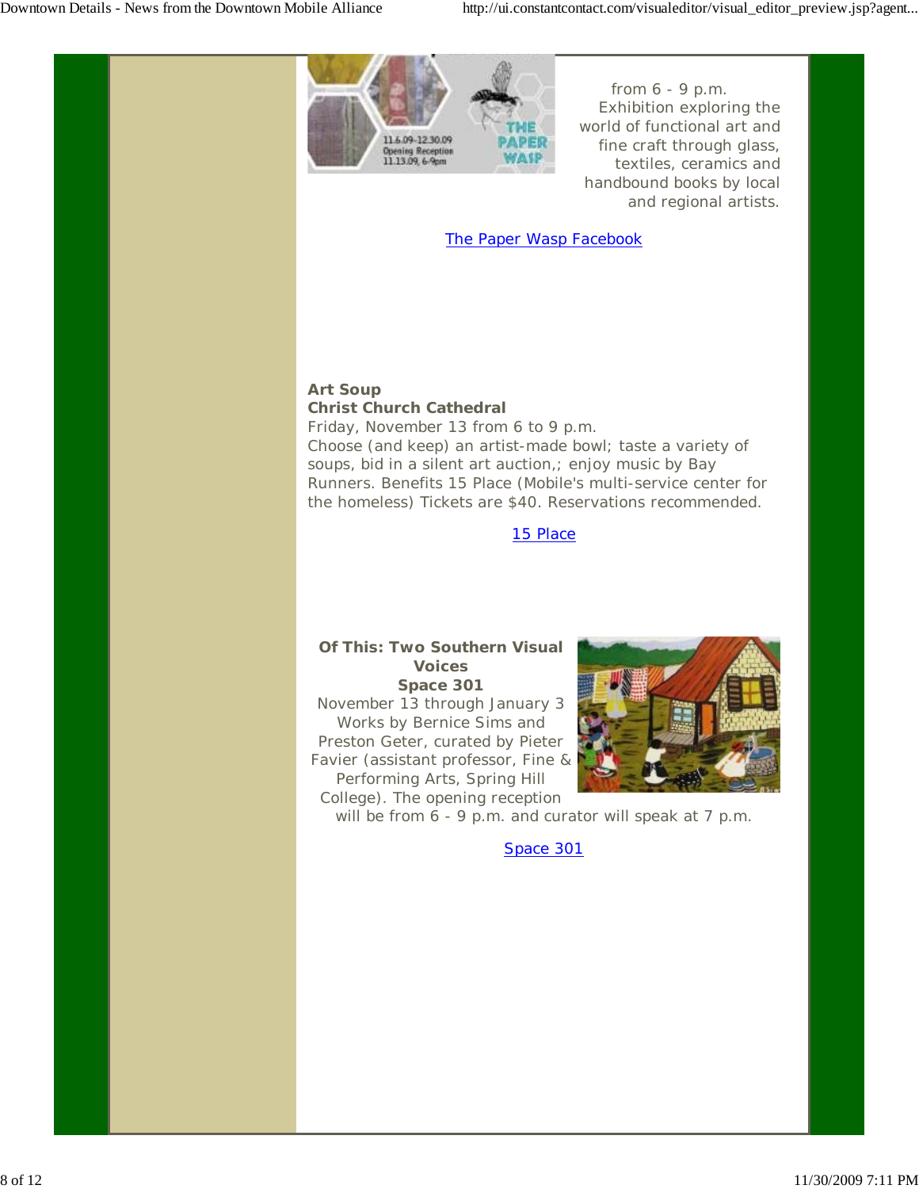from 6 - 9 p.m. Exhibition exploring the world of functional art and fine craft through glass, textiles, ceramics and handbound books by local and regional artists.

The Paper Wasp Facebook

**Art Soup**
**Christ Church Cathedral**
Friday, November 13 from 6 to 9 p.m.
Choose (and keep) an artist-made bowl; taste a variety of soups, bid in a silent art auction,; enjoy music by Bay Runners. Benefits 15 Place (Mobile's multi-service center for the homeless) Tickets are $40. Reservations recommended.

15 Place

**Of This: Two Southern Visual Voices**
**Space 301**
November 13 through January 3
Works by Bernice Sims and Preston Geter, curated by Pieter Favier (assistant professor, Fine & Performing Arts, Spring Hill College). The opening reception will be from 6 - 9 p.m. and curator will speak at 7 p.m.

Space 301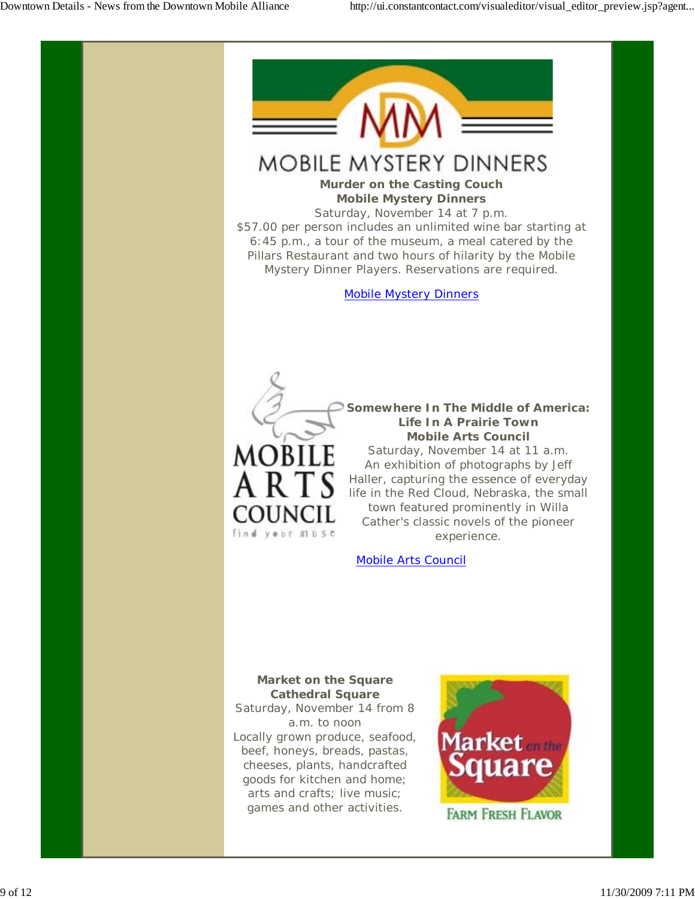MOBILE MYSTERY DINNERS

**Murder on the Casting Couch**
**Mobile Mystery Dinners**
Saturday, November 14 at 7 p.m.
$57.00 per person includes an unlimited wine bar starting at 6:45 p.m., a tour of the museum, a meal catered by the Pillars Restaurant and two hours of hilarity by the Mobile Mystery Dinner Players. Reservations are required.

Mobile Mystery Dinners

MOBILE ARTS COUNCIL
find your muse

**Somewhere In The Middle of America: Life In A Prairie Town**
**Mobile Arts Council**
Saturday, November 14 at 11 a.m.
An exhibition of photographs by Jeff Haller, capturing the essence of everyday life in the Red Cloud, Nebraska, the small town featured prominently in Willa Cather's classic novels of the pioneer experience.

Mobile Arts Council

**Market on the Square**
**Cathedral Square**
Saturday, November 14 from 8 a.m. to noon
Locally grown produce, seafood, beef, honeys, breads, pastas, cheeses, plants, handcrafted goods for kitchen and home; arts and crafts; live music; games and other activities.

Market on the Square
FARM FRESH FLAVOR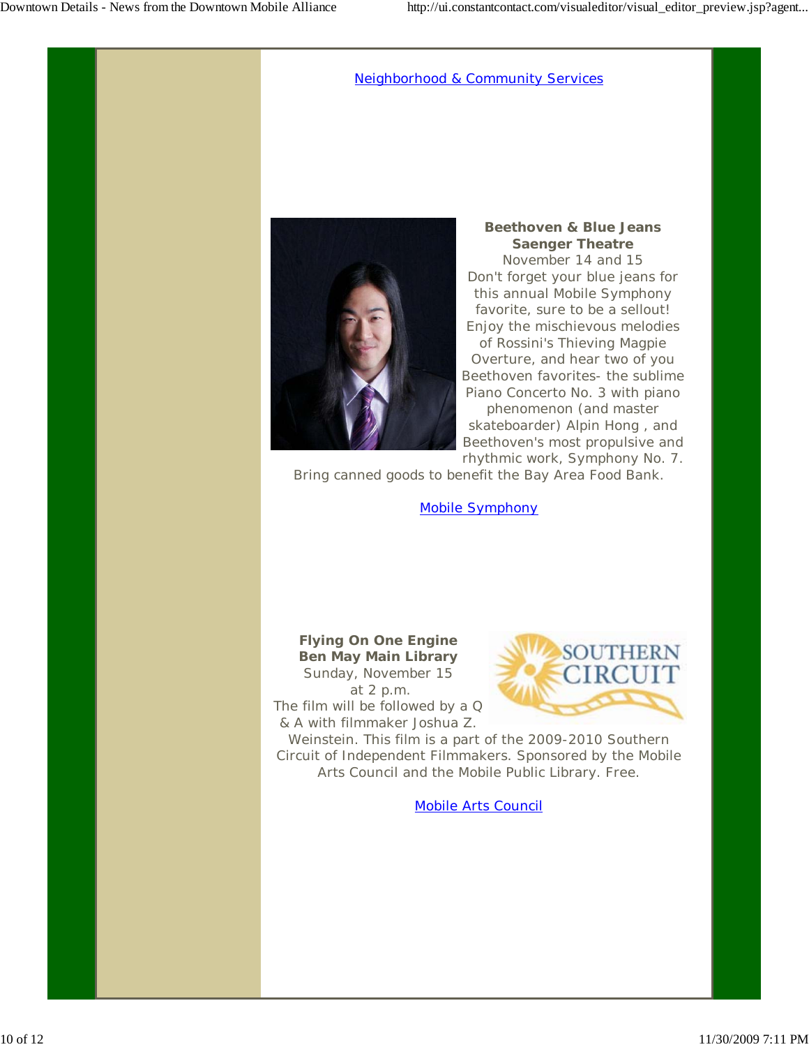Neighborhood & Community Services

**Beethoven & Blue Jeans**
**Saenger Theatre**
November 14 and 15
Don't forget your blue jeans for this annual Mobile Symphony favorite, sure to be a sellout! Enjoy the mischievous melodies of Rossini's Thieving Magpie Overture, and hear two of you Beethoven favorites- the sublime Piano Concerto No. 3 with piano phenomenon (and master skateboarder) Alpin Hong , and Beethoven's most propulsive and rhythmic work, Symphony No. 7. Bring canned goods to benefit the Bay Area Food Bank.

Mobile Symphony

**Flying On One Engine**
**Ben May Main Library**
Sunday, November 15
at 2 p.m.
The film will be followed by a Q & A with filmmaker Joshua Z. Weinstein. This film is a part of the 2009-2010 Southern Circuit of Independent Filmmakers. Sponsored by the Mobile Arts Council and the Mobile Public Library. Free.

Mobile Arts Council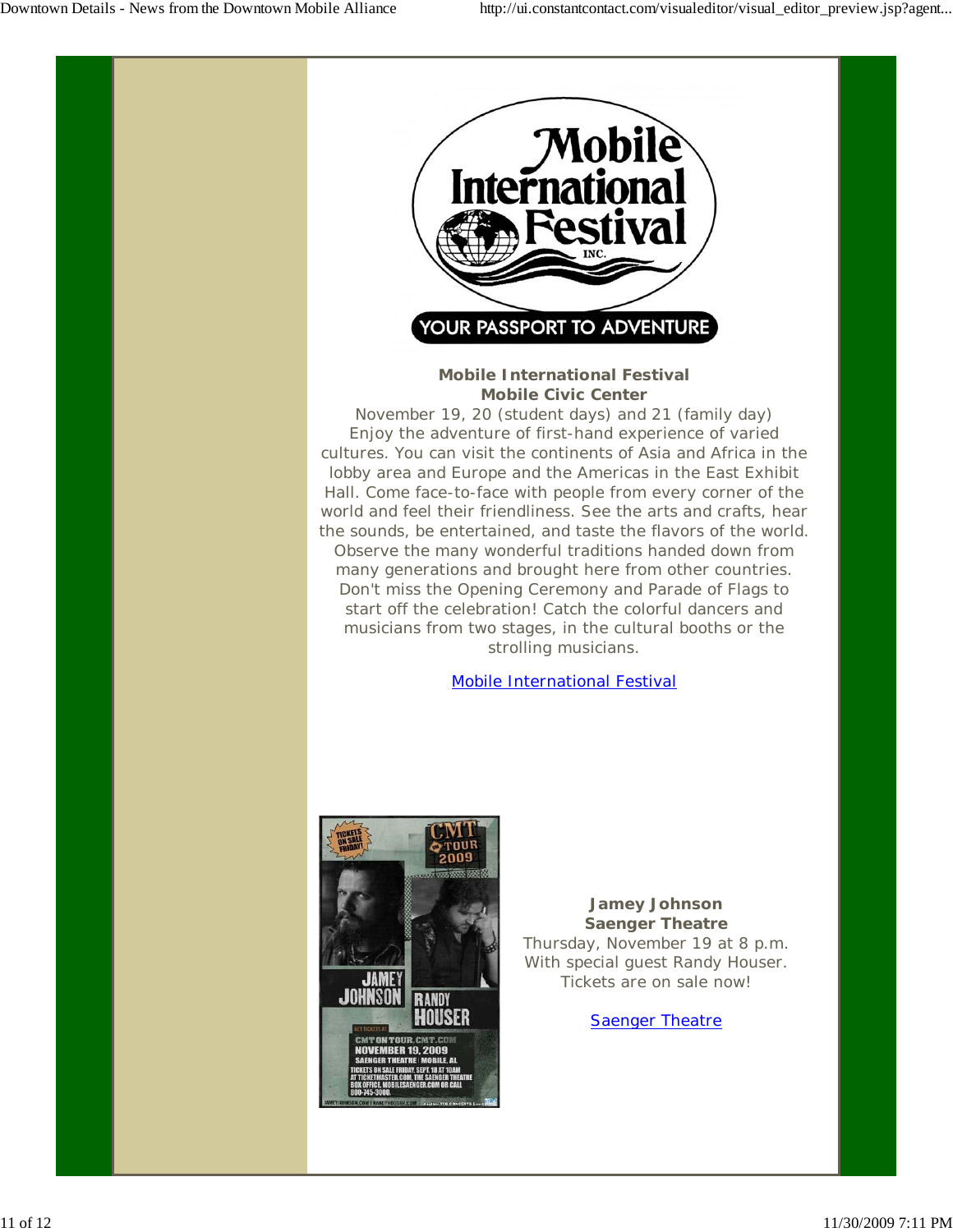**Mobile International Festival**
**Mobile Civic Center**

November 19, 20 (student days) and 21 (family day)
Enjoy the adventure of first-hand experience of varied cultures. You can visit the continents of Asia and Africa in the lobby area and Europe and the Americas in the East Exhibit Hall. Come face-to-face with people from every corner of the world and feel their friendliness. See the arts and crafts, hear the sounds, be entertained, and taste the flavors of the world. Observe the many wonderful traditions handed down from many generations and brought here from other countries. Don't miss the Opening Ceremony and Parade of Flags to start off the celebration! Catch the colorful dancers and musicians from two stages, in the cultural booths or the strolling musicians.

Mobile International Festival

**Jamey Johnson**
**Saenger Theatre**

Thursday, November 19 at 8 p.m.
With special guest Randy Houser.
Tickets are on sale now!

Saenger Theatre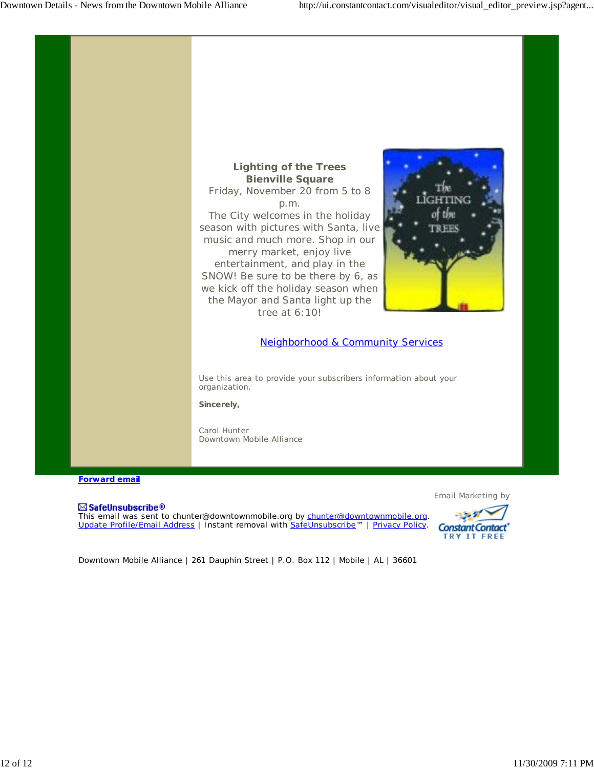**Lighting of the Trees**
**Bienville Square**
Friday, November 20 from 5 to 8 p.m.
The City welcomes in the holiday season with pictures with Santa, live music and much more. Shop in our merry market, enjoy live entertainment, and play in the SNOW! Be sure to be there by 6, as we kick off the holiday season when the Mayor and Santa light up the tree at 6:10!

Neighborhood & Community Services

Use this area to provide your subscribers information about your organization.

**Sincerely,**

Carol Hunter
Downtown Mobile Alliance

**Forward email**

Email Marketing by

SafeUnsubscribe®
This email was sent to chunter@downtownmobile.org by chunter@downtownmobile.org.
Update Profile/Email Address | Instant removal with SafeUnsubscribe™ | Privacy Policy.

Constant Contact
TRY IT FREE

Downtown Mobile Alliance | 261 Dauphin Street | P.O. Box 112 | Mobile | AL | 36601